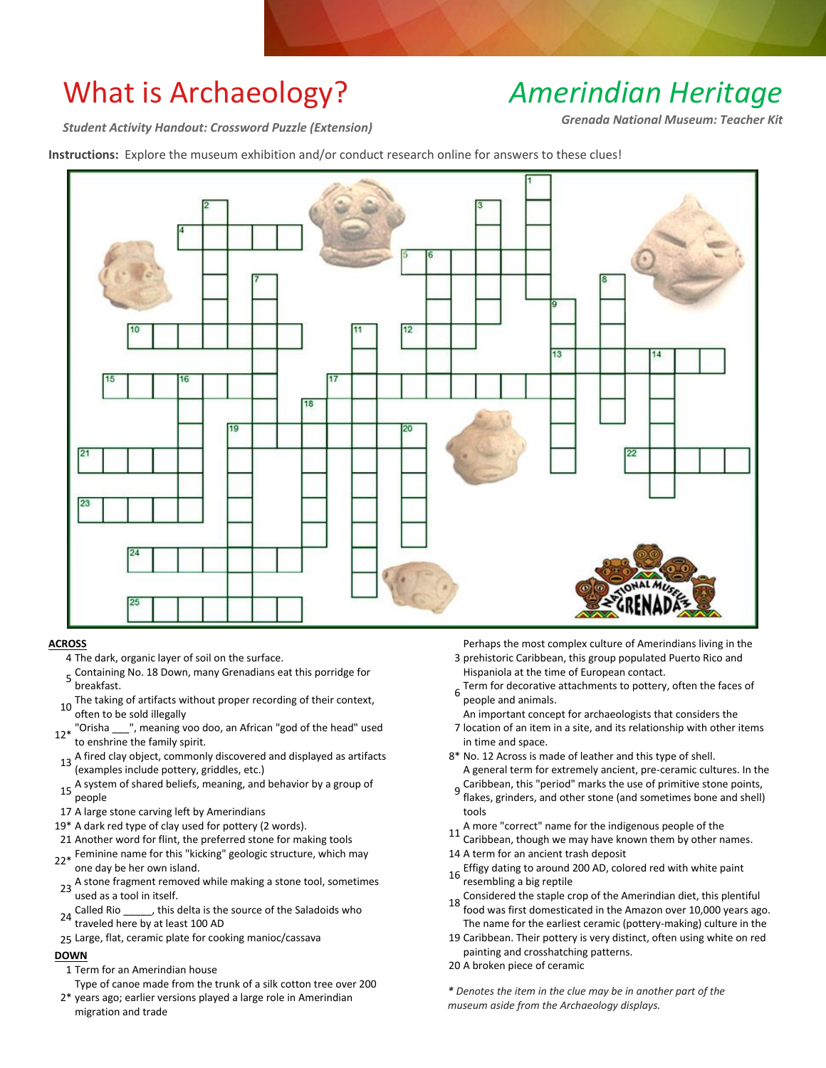# What is Archaeology?

# *Amerindian Heritage*

***Student Activity Handout: Crossword Puzzle (Extension)***

***Grenada National Museum: Teacher Kit***

**Instructions:** Explore the museum exhibition and/or conduct research online for answers to these clues!

## ACROSS

4 The dark, organic layer of soil on the surface.

5 Containing No. 18 Down, many Grenadians eat this porridge for breakfast.

10 The taking of artifacts without proper recording of their context, often to be sold illegally

12* "Orisha ___", meaning voo doo, an African "god of the head" used to enshrine the family spirit.

13 A fired clay object, commonly discovered and displayed as artifacts (examples include pottery, griddles, etc.)

15 A system of shared beliefs, meaning, and behavior by a group of people

17 A large stone carving left by Amerindians

19* A dark red type of clay used for pottery (2 words).

21 Another word for flint, the preferred stone for making tools

22* Feminine name for this "kicking" geologic structure, which may one day be her own island.

23 A stone fragment removed while making a stone tool, sometimes used as a tool in itself.

24 Called Rio _____, this delta is the source of the Saladoids who traveled here by at least 100 AD

25 Large, flat, ceramic plate for cooking manioc/cassava

## DOWN

1 Term for an Amerindian house

2* Type of canoe made from the trunk of a silk cotton tree over 200 years ago; earlier versions played a large role in Amerindian migration and trade

3 Perhaps the most complex culture of Amerindians living in the prehistoric Caribbean, this group populated Puerto Rico and Hispaniola at the time of European contact.

6 Term for decorative attachments to pottery, often the faces of people and animals.

7 An important concept for archaeologists that considers the location of an item in a site, and its relationship with other items in time and space.

8* No. 12 Across is made of leather and this type of shell.

9 A general term for extremely ancient, pre-ceramic cultures. In the Caribbean, this "period" marks the use of primitive stone points, flakes, grinders, and other stone (and sometimes bone and shell) tools

11 A more "correct" name for the indigenous people of the Caribbean, though we may have known them by other names.

14 A term for an ancient trash deposit

16 Effigy dating to around 200 AD, colored red with white paint resembling a big reptile

18 Considered the staple crop of the Amerindian diet, this plentiful food was first domesticated in the Amazon over 10,000 years ago.

19 The name for the earliest ceramic (pottery-making) culture in the Caribbean. Their pottery is very distinct, often using white on red painting and crosshatching patterns.

20 A broken piece of ceramic

*\* Denotes the item in the clue may be in another part of the museum aside from the Archaeology displays.*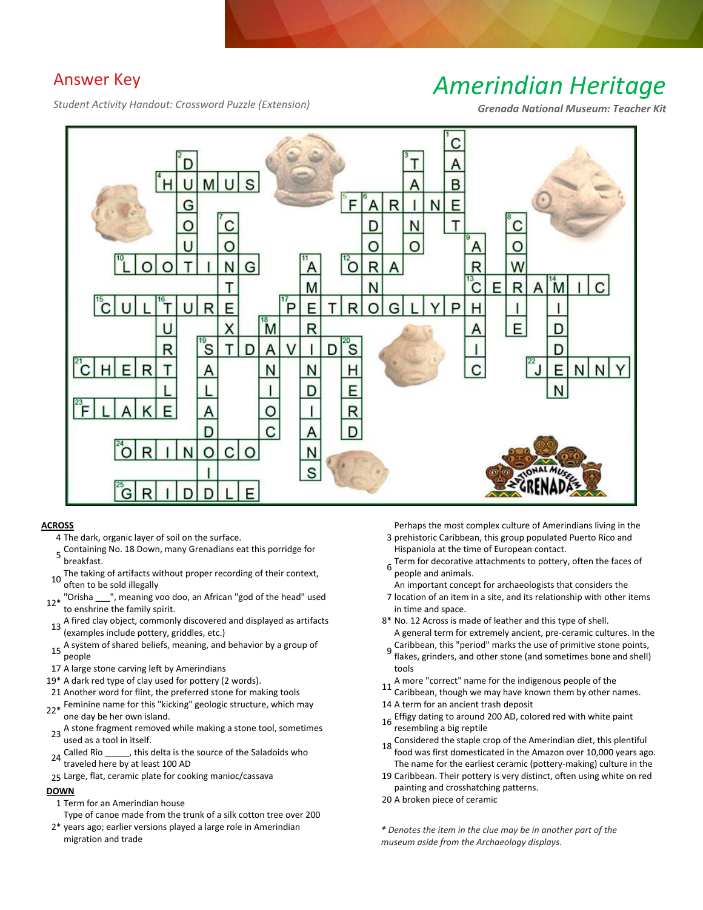Answer Key

*Student Activity Handout: Crossword Puzzle (Extension)*

# *Amerindian Heritage*

***Grenada National Museum: Teacher Kit***

**ACROSS**

4 The dark, organic layer of soil on the surface.

5 Containing No. 18 Down, many Grenadians eat this porridge for breakfast.

10 The taking of artifacts without proper recording of their context, often to be sold illegally

12* "Orisha ___", meaning voo doo, an African "god of the head" used to enshrine the family spirit.

13 A fired clay object, commonly discovered and displayed as artifacts (examples include pottery, griddles, etc.)

15 A system of shared beliefs, meaning, and behavior by a group of people

17 A large stone carving left by Amerindians

19* A dark red type of clay used for pottery (2 words).

21 Another word for flint, the preferred stone for making tools

22* Feminine name for this "kicking" geologic structure, which may one day be her own island.

23 A stone fragment removed while making a stone tool, sometimes used as a tool in itself.

24 Called Rio _____, this delta is the source of the Saladoids who traveled here by at least 100 AD

25 Large, flat, ceramic plate for cooking manioc/cassava

**DOWN**

1 Term for an Amerindian house

2* Type of canoe made from the trunk of a silk cotton tree over 200 years ago; earlier versions played a large role in Amerindian migration and trade

3 Perhaps the most complex culture of Amerindians living in the prehistoric Caribbean, this group populated Puerto Rico and Hispaniola at the time of European contact.

6 Term for decorative attachments to pottery, often the faces of people and animals.

7 An important concept for archaeologists that considers the location of an item in a site, and its relationship with other items in time and space.

8* No. 12 Across is made of leather and this type of shell.

9 A general term for extremely ancient, pre-ceramic cultures. In the Caribbean, this "period" marks the use of primitive stone points, flakes, grinders, and other stone (and sometimes bone and shell) tools

11 A more "correct" name for the indigenous people of the Caribbean, though we may have known them by other names.

14 A term for an ancient trash deposit

16 Effigy dating to around 200 AD, colored red with white paint resembling a big reptile

18 Considered the staple crop of the Amerindian diet, this plentiful food was first domesticated in the Amazon over 10,000 years ago.

19 The name for the earliest ceramic (pottery-making) culture in the Caribbean. Their pottery is very distinct, often using white on red painting and crosshatching patterns.

20 A broken piece of ceramic

*\* Denotes the item in the clue may be in another part of the museum aside from the Archaeology displays.*

**Answers (from grid):**

Across: 4 HUMUS; 5 FARINE; 10 LOOTING; 12 ORA; 13 CERAMIC; 15 CULTURE; 17 PETROGLYPH; 19 ST DAVIDS; 21 CHERT; 22 JENNY; 23 FLAKE; 24 ORINOCO; 25 GRIDDLE

Down: 1 CABET; 2 DUGOUT; 3 TAINO; 6 ADORNO; 7 CONTEXT; 8 COWRIE; 9 ARCHAIC; 11 AMERINDIANS; 14 MIDDEN; 16 TURTLE; 18 MANIOC; 19 SALADOID; 20 SHERD